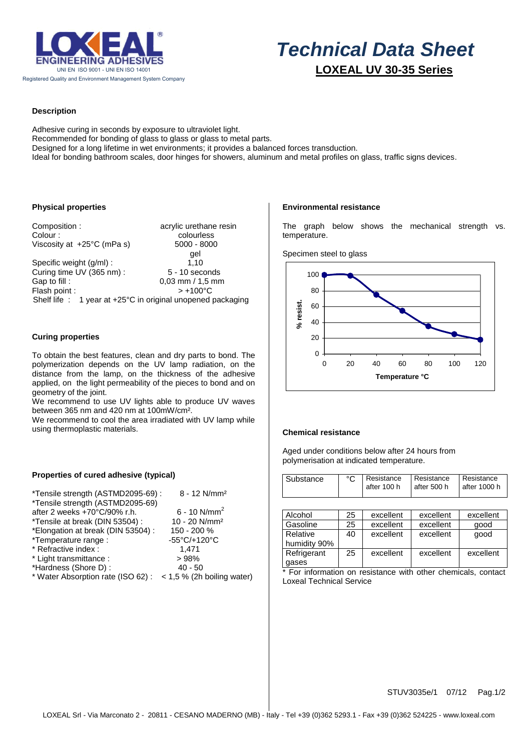# Technical Data Sheet

## LOXEAL UV 30-35 Series

### Description

Adhesive curing in seconds by exposure to ultraviolet light.
Recommended for bonding of glass to glass or glass to metal parts.
Designed for a long lifetime in wet environments; it provides a balanced forces transduction.
Ideal for bonding bathroom scales, door hinges for showers, aluminum and metal profiles on glass, traffic signs devices.

### Physical properties

| | |
|---|---|
| Composition : | acrylic urethane resin |
| Colour : | colourless |
| Viscosity at +25°C (mPa s) | 5000 - 8000 gel |
| Specific weight (g/ml) : | 1,10 |
| Curing time UV (365 nm) : | 5 - 10 seconds |
| Gap to fill : | 0,03 mm / 1,5 mm |
| Flash point : | > +100°C |

Shelf life : 1 year at +25°C in original unopened packaging

### Curing properties

To obtain the best features, clean and dry parts to bond. The polymerization depends on the UV lamp radiation, on the distance from the lamp, on the thickness of the adhesive applied, on the light permeability of the pieces to bond and on geometry of the joint.
We recommend to use UV lights able to produce UV waves between 365 nm and 420 nm at 100mW/cm².
We recommend to cool the area irradiated with UV lamp while using thermoplastic materials.

### Properties of cured adhesive (typical)

| | |
|---|---|
| *Tensile strength (ASTMD2095-69) : | 8 - 12 N/mm² |
| *Tensile strength (ASTMD2095-69) after 2 weeks +70°C/90% r.h. | 6 - 10 N/mm² |
| *Tensile at break (DIN 53504) : | 10 - 20 N/mm² |
| *Elongation at break (DIN 53504) : | 150 - 200 % |
| *Temperature range : | -55°C/+120°C |
| * Refractive index : | 1,471 |
| * Light transmittance : | > 98% |
| *Hardness (Shore D) : | 40 - 50 |
| * Water Absorption rate (ISO 62) : | < 1,5 % (2h boiling water) |

### Environmental resistance

The graph below shows the mechanical strength vs. temperature.

Specimen steel to glass

| Temperature °C | % resist. |
|---|---|
| 0 | 100 |
| 20 | 100 |
| 40 | 76 |
| 60 | 55 |
| 80 | 35 |
| 100 | 26 |
| 120 | 18 |

### Chemical resistance

Aged under conditions below after 24 hours from polymerisation at indicated temperature.

| Substance | °C | Resistance after 100 h | Resistance after 500 h | Resistance after 1000 h |
|---|---|---|---|---|
| Alcohol | 25 | excellent | excellent | excellent |
| Gasoline | 25 | excellent | excellent | good |
| Relative humidity 90% | 40 | excellent | excellent | good |
| Refrigerant gases | 25 | excellent | excellent | excellent |

* For information on resistance with other chemicals, contact Loxeal Technical Service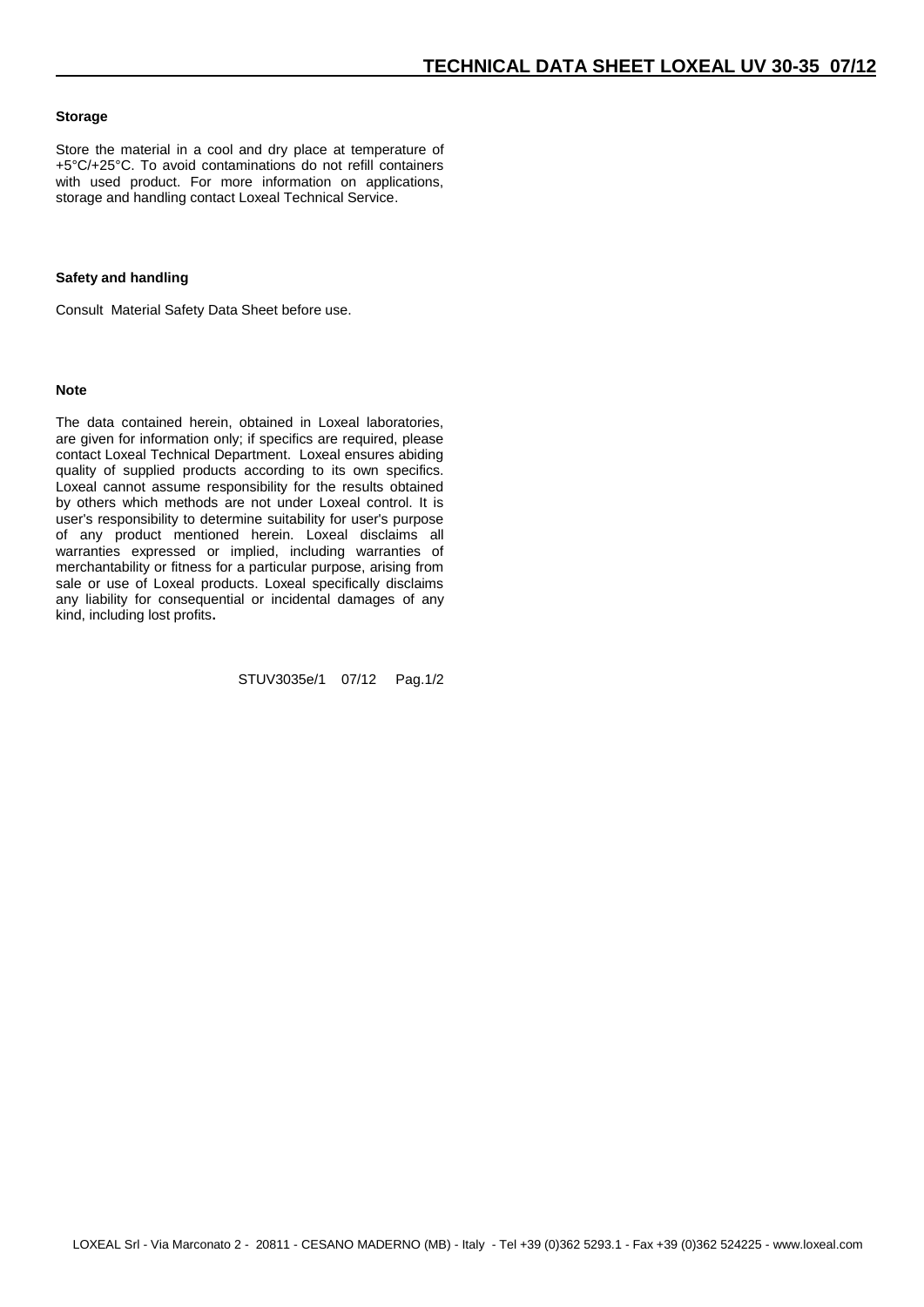**Storage**

Store the material in a cool and dry place at temperature of +5°C/+25°C. To avoid contaminations do not refill containers with used product. For more information on applications, storage and handling contact Loxeal Technical Service.

**Safety and handling**

Consult Material Safety Data Sheet before use.

**Note**

The data contained herein, obtained in Loxeal laboratories, are given for information only; if specifics are required, please contact Loxeal Technical Department. Loxeal ensures abiding quality of supplied products according to its own specifics. Loxeal cannot assume responsibility for the results obtained by others which methods are not under Loxeal control. It is user's responsibility to determine suitability for user's purpose of any product mentioned herein. Loxeal disclaims all warranties expressed or implied, including warranties of merchantability or fitness for a particular purpose, arising from sale or use of Loxeal products. Loxeal specifically disclaims any liability for consequential or incidental damages of any kind, including lost profits.